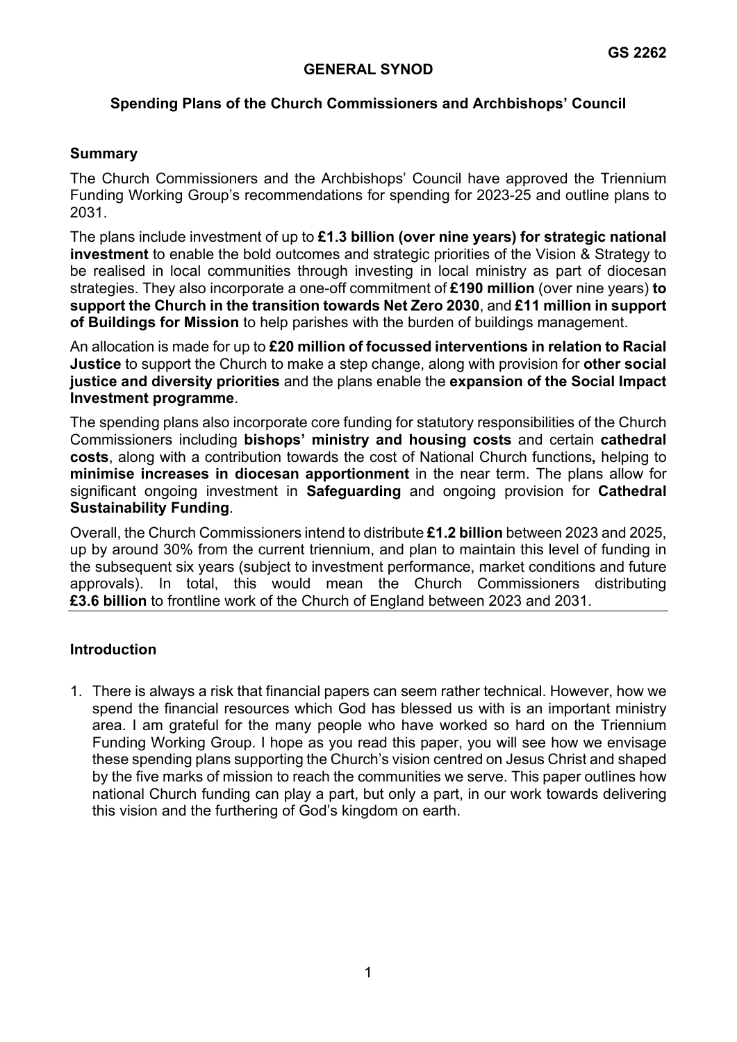**GS 2262**

**GENERAL SYNOD**

**Spending Plans of the Church Commissioners and Archbishops' Council**

## Summary

The Church Commissioners and the Archbishops' Council have approved the Triennium Funding Working Group's recommendations for spending for 2023-25 and outline plans to 2031.

The plans include investment of up to **£1.3 billion (over nine years) for strategic national investment** to enable the bold outcomes and strategic priorities of the Vision & Strategy to be realised in local communities through investing in local ministry as part of diocesan strategies. They also incorporate a one-off commitment of **£190 million** (over nine years) **to support the Church in the transition towards Net Zero 2030**, and **£11 million in support of Buildings for Mission** to help parishes with the burden of buildings management.

An allocation is made for up to **£20 million of focussed interventions in relation to Racial Justice** to support the Church to make a step change, along with provision for **other social justice and diversity priorities** and the plans enable the **expansion of the Social Impact Investment programme**.

The spending plans also incorporate core funding for statutory responsibilities of the Church Commissioners including **bishops' ministry and housing costs** and certain **cathedral costs**, along with a contribution towards the cost of National Church functions**,** helping to **minimise increases in diocesan apportionment** in the near term. The plans allow for significant ongoing investment in **Safeguarding** and ongoing provision for **Cathedral Sustainability Funding**.

Overall, the Church Commissioners intend to distribute **£1.2 billion** between 2023 and 2025, up by around 30% from the current triennium, and plan to maintain this level of funding in the subsequent six years (subject to investment performance, market conditions and future approvals). In total, this would mean the Church Commissioners distributing **£3.6 billion** to frontline work of the Church of England between 2023 and 2031.

## Introduction

1. There is always a risk that financial papers can seem rather technical. However, how we spend the financial resources which God has blessed us with is an important ministry area. I am grateful for the many people who have worked so hard on the Triennium Funding Working Group. I hope as you read this paper, you will see how we envisage these spending plans supporting the Church's vision centred on Jesus Christ and shaped by the five marks of mission to reach the communities we serve. This paper outlines how national Church funding can play a part, but only a part, in our work towards delivering this vision and the furthering of God's kingdom on earth.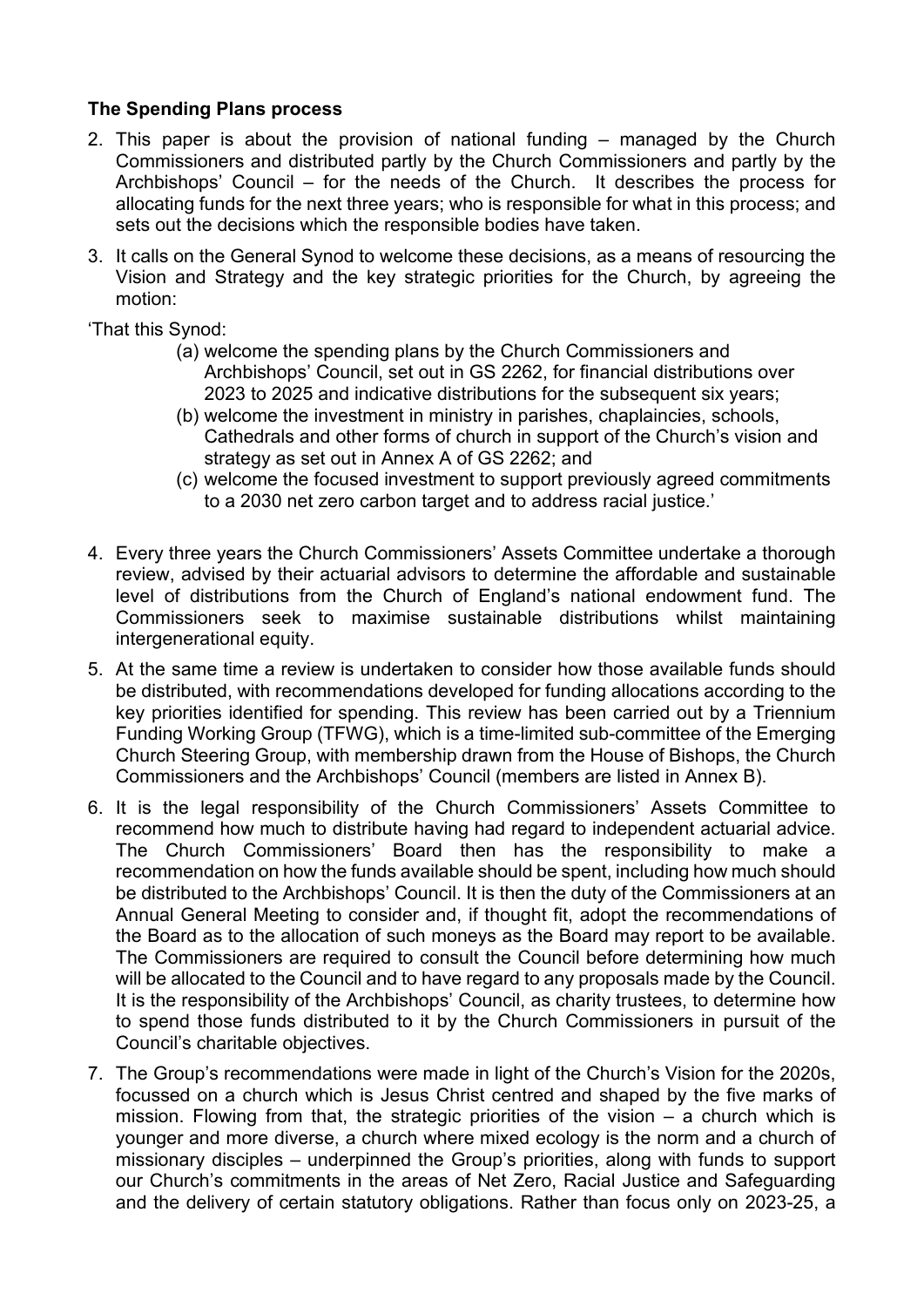**The Spending Plans process**

2. This paper is about the provision of national funding – managed by the Church Commissioners and distributed partly by the Church Commissioners and partly by the Archbishops' Council – for the needs of the Church. It describes the process for allocating funds for the next three years; who is responsible for what in this process; and sets out the decisions which the responsible bodies have taken.

3. It calls on the General Synod to welcome these decisions, as a means of resourcing the Vision and Strategy and the key strategic priorities for the Church, by agreeing the motion:

'That this Synod:

> (a) welcome the spending plans by the Church Commissioners and Archbishops' Council, set out in GS 2262, for financial distributions over 2023 to 2025 and indicative distributions for the subsequent six years;
>
> (b) welcome the investment in ministry in parishes, chaplaincies, schools, Cathedrals and other forms of church in support of the Church's vision and strategy as set out in Annex A of GS 2262; and
>
> (c) welcome the focused investment to support previously agreed commitments to a 2030 net zero carbon target and to address racial justice.'

4. Every three years the Church Commissioners' Assets Committee undertake a thorough review, advised by their actuarial advisors to determine the affordable and sustainable level of distributions from the Church of England's national endowment fund. The Commissioners seek to maximise sustainable distributions whilst maintaining intergenerational equity.

5. At the same time a review is undertaken to consider how those available funds should be distributed, with recommendations developed for funding allocations according to the key priorities identified for spending. This review has been carried out by a Triennium Funding Working Group (TFWG), which is a time-limited sub-committee of the Emerging Church Steering Group, with membership drawn from the House of Bishops, the Church Commissioners and the Archbishops' Council (members are listed in Annex B).

6. It is the legal responsibility of the Church Commissioners' Assets Committee to recommend how much to distribute having had regard to independent actuarial advice. The Church Commissioners' Board then has the responsibility to make a recommendation on how the funds available should be spent, including how much should be distributed to the Archbishops' Council. It is then the duty of the Commissioners at an Annual General Meeting to consider and, if thought fit, adopt the recommendations of the Board as to the allocation of such moneys as the Board may report to be available. The Commissioners are required to consult the Council before determining how much will be allocated to the Council and to have regard to any proposals made by the Council. It is the responsibility of the Archbishops' Council, as charity trustees, to determine how to spend those funds distributed to it by the Church Commissioners in pursuit of the Council's charitable objectives.

7. The Group's recommendations were made in light of the Church's Vision for the 2020s, focussed on a church which is Jesus Christ centred and shaped by the five marks of mission. Flowing from that, the strategic priorities of the vision – a church which is younger and more diverse, a church where mixed ecology is the norm and a church of missionary disciples – underpinned the Group's priorities, along with funds to support our Church's commitments in the areas of Net Zero, Racial Justice and Safeguarding and the delivery of certain statutory obligations. Rather than focus only on 2023-25, a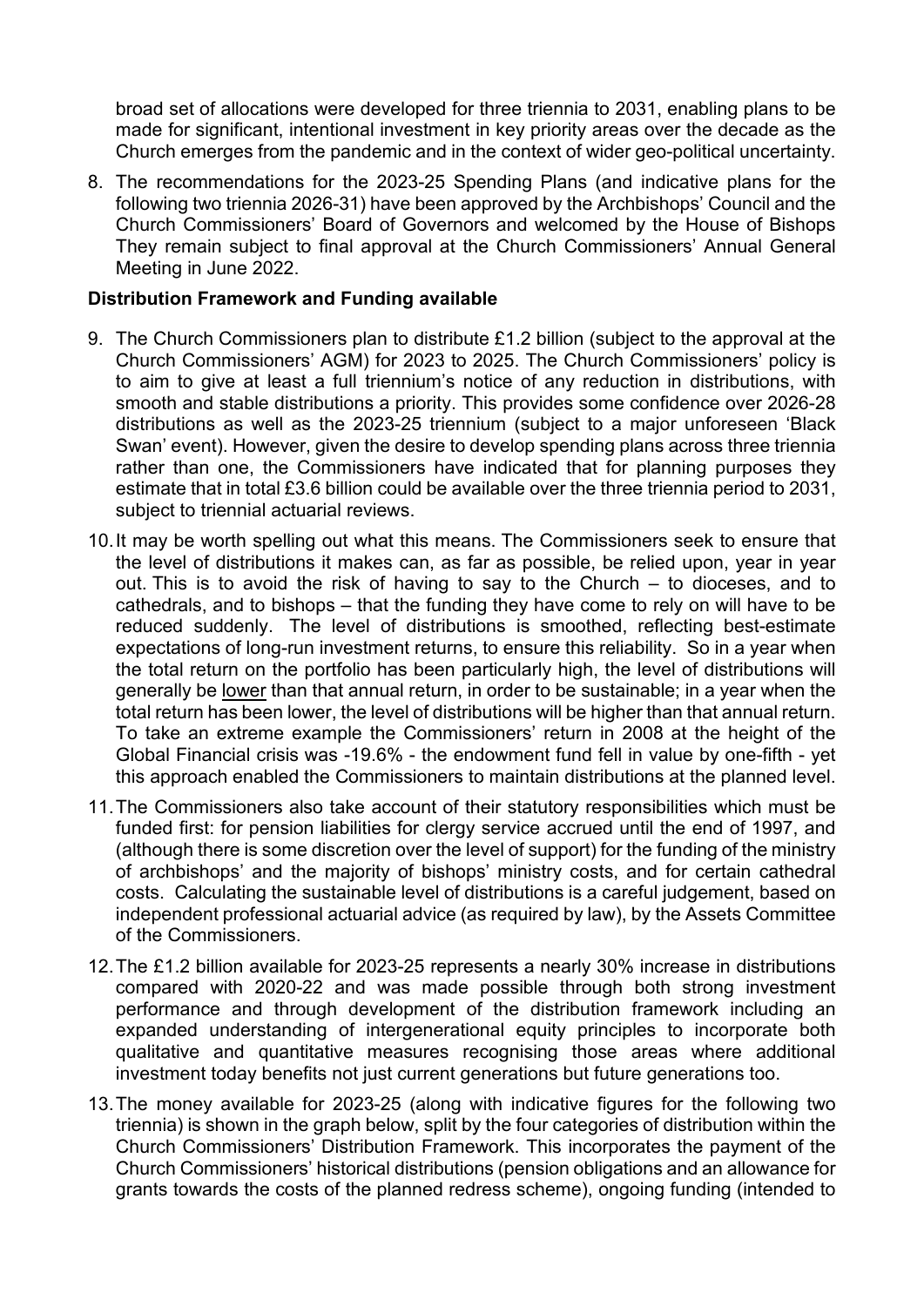broad set of allocations were developed for three triennia to 2031, enabling plans to be made for significant, intentional investment in key priority areas over the decade as the Church emerges from the pandemic and in the context of wider geo-political uncertainty.

8. The recommendations for the 2023-25 Spending Plans (and indicative plans for the following two triennia 2026-31) have been approved by the Archbishops' Council and the Church Commissioners' Board of Governors and welcomed by the House of Bishops They remain subject to final approval at the Church Commissioners' Annual General Meeting in June 2022.

**Distribution Framework and Funding available**

9. The Church Commissioners plan to distribute £1.2 billion (subject to the approval at the Church Commissioners' AGM) for 2023 to 2025. The Church Commissioners' policy is to aim to give at least a full triennium's notice of any reduction in distributions, with smooth and stable distributions a priority. This provides some confidence over 2026-28 distributions as well as the 2023-25 triennium (subject to a major unforeseen 'Black Swan' event). However, given the desire to develop spending plans across three triennia rather than one, the Commissioners have indicated that for planning purposes they estimate that in total £3.6 billion could be available over the three triennia period to 2031, subject to triennial actuarial reviews.

10. It may be worth spelling out what this means. The Commissioners seek to ensure that the level of distributions it makes can, as far as possible, be relied upon, year in year out. This is to avoid the risk of having to say to the Church – to dioceses, and to cathedrals, and to bishops – that the funding they have come to rely on will have to be reduced suddenly. The level of distributions is smoothed, reflecting best-estimate expectations of long-run investment returns, to ensure this reliability. So in a year when the total return on the portfolio has been particularly high, the level of distributions will generally be <u>lower</u> than that annual return, in order to be sustainable; in a year when the total return has been lower, the level of distributions will be higher than that annual return. To take an extreme example the Commissioners' return in 2008 at the height of the Global Financial crisis was -19.6% - the endowment fund fell in value by one-fifth - yet this approach enabled the Commissioners to maintain distributions at the planned level.

11. The Commissioners also take account of their statutory responsibilities which must be funded first: for pension liabilities for clergy service accrued until the end of 1997, and (although there is some discretion over the level of support) for the funding of the ministry of archbishops' and the majority of bishops' ministry costs, and for certain cathedral costs. Calculating the sustainable level of distributions is a careful judgement, based on independent professional actuarial advice (as required by law), by the Assets Committee of the Commissioners.

12. The £1.2 billion available for 2023-25 represents a nearly 30% increase in distributions compared with 2020-22 and was made possible through both strong investment performance and through development of the distribution framework including an expanded understanding of intergenerational equity principles to incorporate both qualitative and quantitative measures recognising those areas where additional investment today benefits not just current generations but future generations too.

13. The money available for 2023-25 (along with indicative figures for the following two triennia) is shown in the graph below, split by the four categories of distribution within the Church Commissioners' Distribution Framework. This incorporates the payment of the Church Commissioners' historical distributions (pension obligations and an allowance for grants towards the costs of the planned redress scheme), ongoing funding (intended to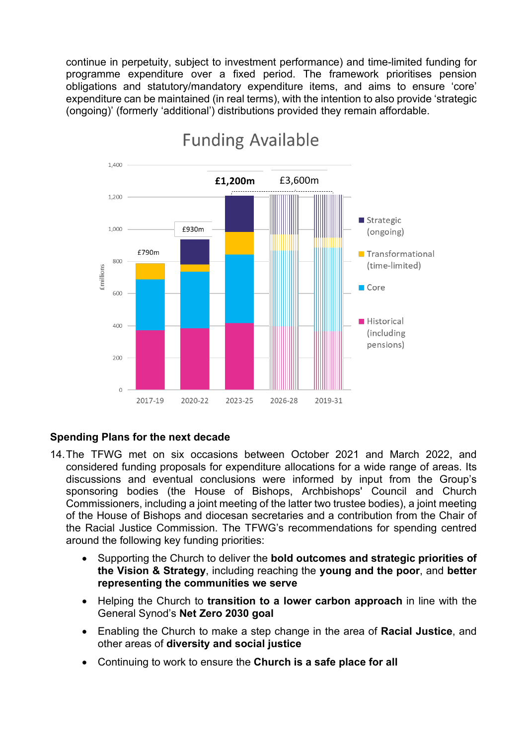continue in perpetuity, subject to investment performance) and time-limited funding for programme expenditure over a fixed period. The framework prioritises pension obligations and statutory/mandatory expenditure items, and aims to ensure 'core' expenditure can be maintained (in real terms), with the intention to also provide 'strategic (ongoing)' (formerly 'additional') distributions provided they remain affordable.

**Funding Available**

| Period | Total |
|---|---|
| 2017-19 | £790m |
| 2020-22 | £930m |
| 2023-25 | **£1,200m** |
| 2023-25 to 2029-31 | £3,600m |

Legend: Strategic (ongoing); Transformational (time-limited); Core; Historical (including pensions). Y-axis: £millions (0–1,400). X-axis: 2017-19, 2020-22, 2023-25, 2026-28, 2019-31.

## Spending Plans for the next decade

14. The TFWG met on six occasions between October 2021 and March 2022, and considered funding proposals for expenditure allocations for a wide range of areas. Its discussions and eventual conclusions were informed by input from the Group's sponsoring bodies (the House of Bishops, Archbishops' Council and Church Commissioners, including a joint meeting of the latter two trustee bodies), a joint meeting of the House of Bishops and diocesan secretaries and a contribution from the Chair of the Racial Justice Commission. The TFWG's recommendations for spending centred around the following key funding priorities:

   - Supporting the Church to deliver the **bold outcomes and strategic priorities of the Vision & Strategy**, including reaching the **young and the poor**, and **better representing the communities we serve**
   - Helping the Church to **transition to a lower carbon approach** in line with the General Synod's **Net Zero 2030 goal**
   - Enabling the Church to make a step change in the area of **Racial Justice**, and other areas of **diversity and social justice**
   - Continuing to work to ensure the **Church is a safe place for all**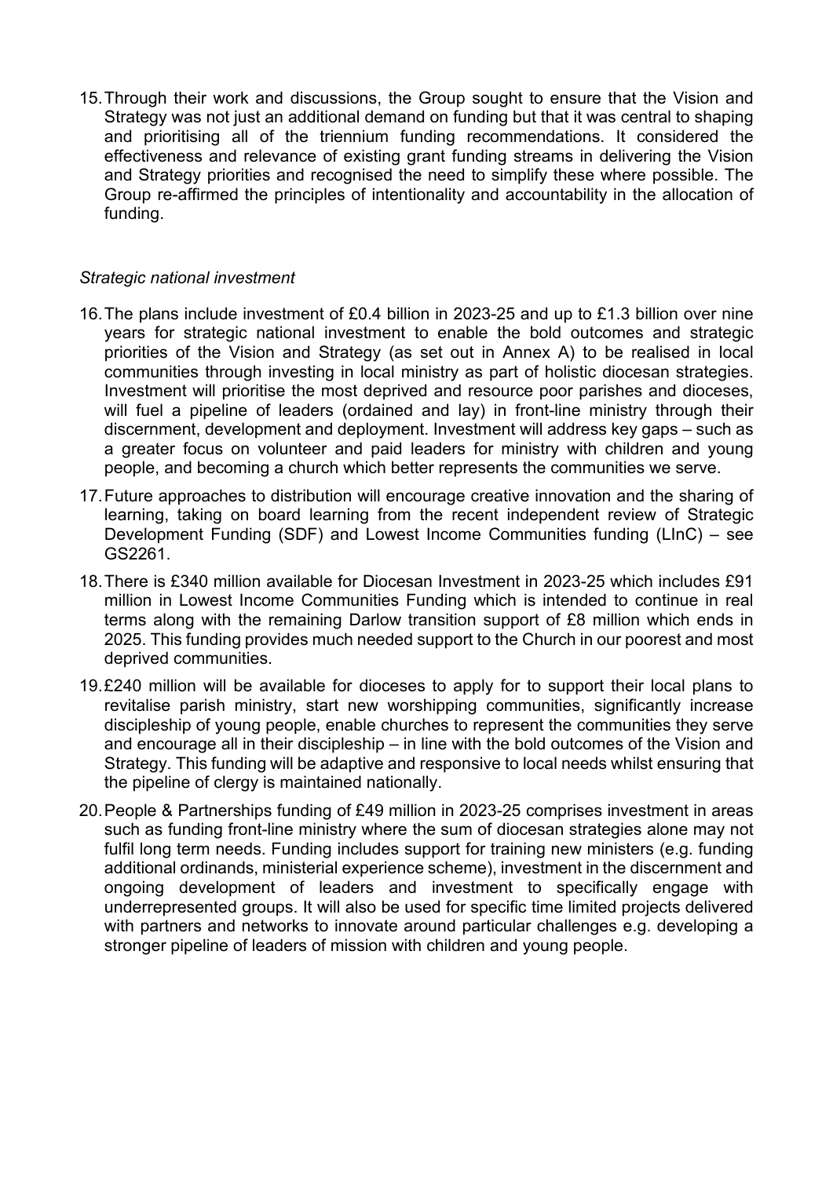15. Through their work and discussions, the Group sought to ensure that the Vision and Strategy was not just an additional demand on funding but that it was central to shaping and prioritising all of the triennium funding recommendations. It considered the effectiveness and relevance of existing grant funding streams in delivering the Vision and Strategy priorities and recognised the need to simplify these where possible. The Group re-affirmed the principles of intentionality and accountability in the allocation of funding.

*Strategic national investment*

16. The plans include investment of £0.4 billion in 2023-25 and up to £1.3 billion over nine years for strategic national investment to enable the bold outcomes and strategic priorities of the Vision and Strategy (as set out in Annex A) to be realised in local communities through investing in local ministry as part of holistic diocesan strategies. Investment will prioritise the most deprived and resource poor parishes and dioceses, will fuel a pipeline of leaders (ordained and lay) in front-line ministry through their discernment, development and deployment. Investment will address key gaps – such as a greater focus on volunteer and paid leaders for ministry with children and young people, and becoming a church which better represents the communities we serve.

17. Future approaches to distribution will encourage creative innovation and the sharing of learning, taking on board learning from the recent independent review of Strategic Development Funding (SDF) and Lowest Income Communities funding (LInC) – see GS2261.

18. There is £340 million available for Diocesan Investment in 2023-25 which includes £91 million in Lowest Income Communities Funding which is intended to continue in real terms along with the remaining Darlow transition support of £8 million which ends in 2025. This funding provides much needed support to the Church in our poorest and most deprived communities.

19. £240 million will be available for dioceses to apply for to support their local plans to revitalise parish ministry, start new worshipping communities, significantly increase discipleship of young people, enable churches to represent the communities they serve and encourage all in their discipleship – in line with the bold outcomes of the Vision and Strategy. This funding will be adaptive and responsive to local needs whilst ensuring that the pipeline of clergy is maintained nationally.

20. People & Partnerships funding of £49 million in 2023-25 comprises investment in areas such as funding front-line ministry where the sum of diocesan strategies alone may not fulfil long term needs. Funding includes support for training new ministers (e.g. funding additional ordinands, ministerial experience scheme), investment in the discernment and ongoing development of leaders and investment to specifically engage with underrepresented groups. It will also be used for specific time limited projects delivered with partners and networks to innovate around particular challenges e.g. developing a stronger pipeline of leaders of mission with children and young people.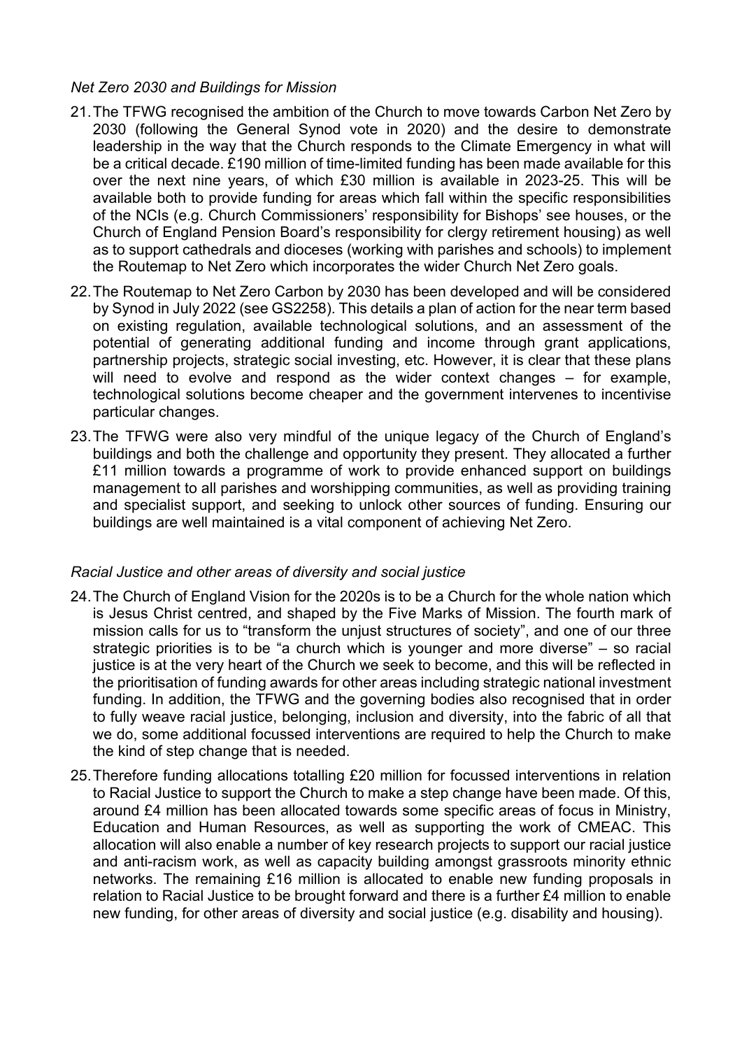*Net Zero 2030 and Buildings for Mission*

21. The TFWG recognised the ambition of the Church to move towards Carbon Net Zero by 2030 (following the General Synod vote in 2020) and the desire to demonstrate leadership in the way that the Church responds to the Climate Emergency in what will be a critical decade. £190 million of time-limited funding has been made available for this over the next nine years, of which £30 million is available in 2023-25. This will be available both to provide funding for areas which fall within the specific responsibilities of the NCIs (e.g. Church Commissioners' responsibility for Bishops' see houses, or the Church of England Pension Board's responsibility for clergy retirement housing) as well as to support cathedrals and dioceses (working with parishes and schools) to implement the Routemap to Net Zero which incorporates the wider Church Net Zero goals.

22. The Routemap to Net Zero Carbon by 2030 has been developed and will be considered by Synod in July 2022 (see GS2258). This details a plan of action for the near term based on existing regulation, available technological solutions, and an assessment of the potential of generating additional funding and income through grant applications, partnership projects, strategic social investing, etc. However, it is clear that these plans will need to evolve and respond as the wider context changes – for example, technological solutions become cheaper and the government intervenes to incentivise particular changes.

23. The TFWG were also very mindful of the unique legacy of the Church of England's buildings and both the challenge and opportunity they present. They allocated a further £11 million towards a programme of work to provide enhanced support on buildings management to all parishes and worshipping communities, as well as providing training and specialist support, and seeking to unlock other sources of funding. Ensuring our buildings are well maintained is a vital component of achieving Net Zero.

*Racial Justice and other areas of diversity and social justice*

24. The Church of England Vision for the 2020s is to be a Church for the whole nation which is Jesus Christ centred, and shaped by the Five Marks of Mission. The fourth mark of mission calls for us to "transform the unjust structures of society", and one of our three strategic priorities is to be "a church which is younger and more diverse" – so racial justice is at the very heart of the Church we seek to become, and this will be reflected in the prioritisation of funding awards for other areas including strategic national investment funding. In addition, the TFWG and the governing bodies also recognised that in order to fully weave racial justice, belonging, inclusion and diversity, into the fabric of all that we do, some additional focussed interventions are required to help the Church to make the kind of step change that is needed.

25. Therefore funding allocations totalling £20 million for focussed interventions in relation to Racial Justice to support the Church to make a step change have been made. Of this, around £4 million has been allocated towards some specific areas of focus in Ministry, Education and Human Resources, as well as supporting the work of CMEAC. This allocation will also enable a number of key research projects to support our racial justice and anti-racism work, as well as capacity building amongst grassroots minority ethnic networks. The remaining £16 million is allocated to enable new funding proposals in relation to Racial Justice to be brought forward and there is a further £4 million to enable new funding, for other areas of diversity and social justice (e.g. disability and housing).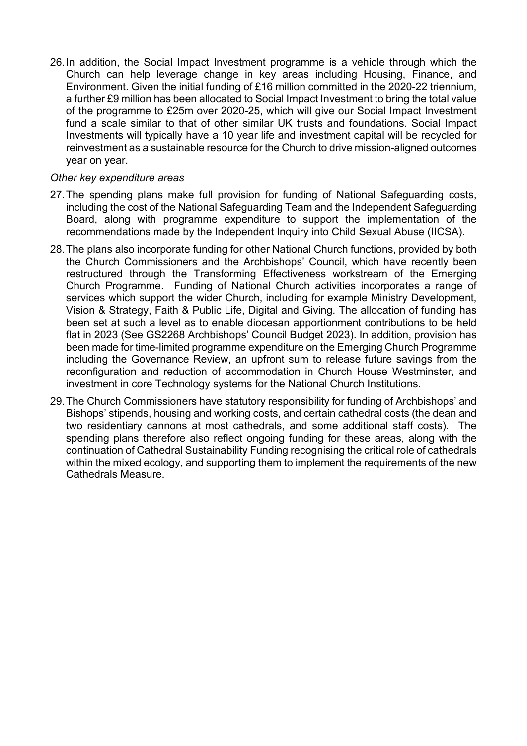26. In addition, the Social Impact Investment programme is a vehicle through which the Church can help leverage change in key areas including Housing, Finance, and Environment. Given the initial funding of £16 million committed in the 2020-22 triennium, a further £9 million has been allocated to Social Impact Investment to bring the total value of the programme to £25m over 2020-25, which will give our Social Impact Investment fund a scale similar to that of other similar UK trusts and foundations. Social Impact Investments will typically have a 10 year life and investment capital will be recycled for reinvestment as a sustainable resource for the Church to drive mission-aligned outcomes year on year.

*Other key expenditure areas*

27. The spending plans make full provision for funding of National Safeguarding costs, including the cost of the National Safeguarding Team and the Independent Safeguarding Board, along with programme expenditure to support the implementation of the recommendations made by the Independent Inquiry into Child Sexual Abuse (IICSA).

28. The plans also incorporate funding for other National Church functions, provided by both the Church Commissioners and the Archbishops' Council, which have recently been restructured through the Transforming Effectiveness workstream of the Emerging Church Programme. Funding of National Church activities incorporates a range of services which support the wider Church, including for example Ministry Development, Vision & Strategy, Faith & Public Life, Digital and Giving. The allocation of funding has been set at such a level as to enable diocesan apportionment contributions to be held flat in 2023 (See GS2268 Archbishops' Council Budget 2023). In addition, provision has been made for time-limited programme expenditure on the Emerging Church Programme including the Governance Review, an upfront sum to release future savings from the reconfiguration and reduction of accommodation in Church House Westminster, and investment in core Technology systems for the National Church Institutions.

29. The Church Commissioners have statutory responsibility for funding of Archbishops' and Bishops' stipends, housing and working costs, and certain cathedral costs (the dean and two residentiary cannons at most cathedrals, and some additional staff costs). The spending plans therefore also reflect ongoing funding for these areas, along with the continuation of Cathedral Sustainability Funding recognising the critical role of cathedrals within the mixed ecology, and supporting them to implement the requirements of the new Cathedrals Measure.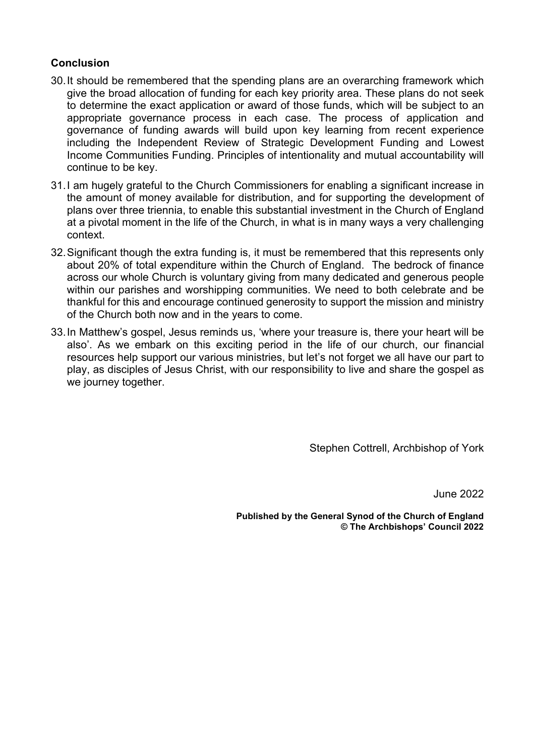## Conclusion

30. It should be remembered that the spending plans are an overarching framework which give the broad allocation of funding for each key priority area. These plans do not seek to determine the exact application or award of those funds, which will be subject to an appropriate governance process in each case. The process of application and governance of funding awards will build upon key learning from recent experience including the Independent Review of Strategic Development Funding and Lowest Income Communities Funding. Principles of intentionality and mutual accountability will continue to be key.

31. I am hugely grateful to the Church Commissioners for enabling a significant increase in the amount of money available for distribution, and for supporting the development of plans over three triennia, to enable this substantial investment in the Church of England at a pivotal moment in the life of the Church, in what is in many ways a very challenging context.

32. Significant though the extra funding is, it must be remembered that this represents only about 20% of total expenditure within the Church of England. The bedrock of finance across our whole Church is voluntary giving from many dedicated and generous people within our parishes and worshipping communities. We need to both celebrate and be thankful for this and encourage continued generosity to support the mission and ministry of the Church both now and in the years to come.

33. In Matthew's gospel, Jesus reminds us, 'where your treasure is, there your heart will be also'. As we embark on this exciting period in the life of our church, our financial resources help support our various ministries, but let's not forget we all have our part to play, as disciples of Jesus Christ, with our responsibility to live and share the gospel as we journey together.

Stephen Cottrell, Archbishop of York

June 2022

**Published by the General Synod of the Church of England**
**© The Archbishops' Council 2022**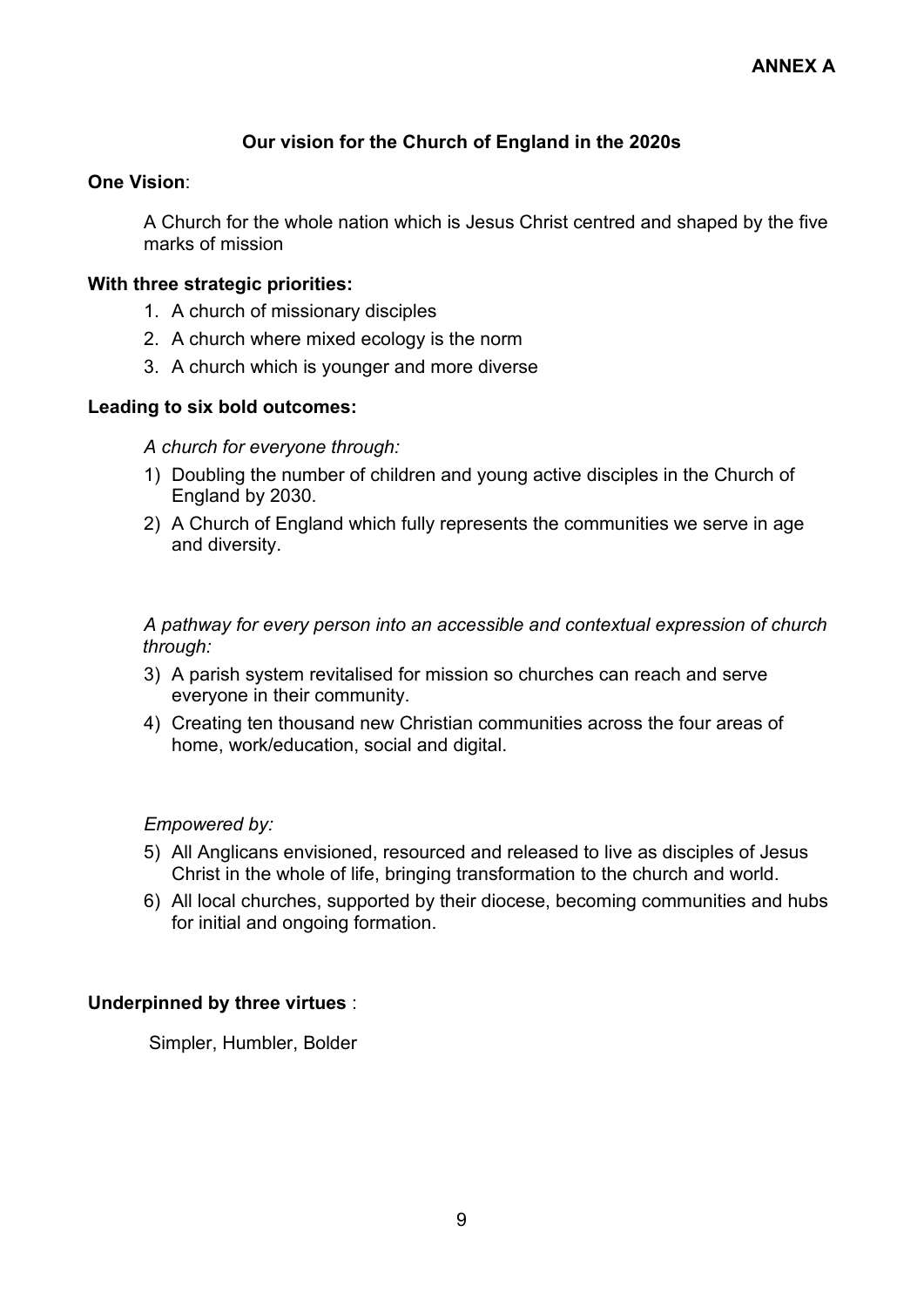**ANNEX A**

## Our vision for the Church of England in the 2020s

**One Vision**:

A Church for the whole nation which is Jesus Christ centred and shaped by the five marks of mission

**With three strategic priorities:**

1. A church of missionary disciples
2. A church where mixed ecology is the norm
3. A church which is younger and more diverse

**Leading to six bold outcomes:**

*A church for everyone through:*

1) Doubling the number of children and young active disciples in the Church of England by 2030.
2) A Church of England which fully represents the communities we serve in age and diversity.

*A pathway for every person into an accessible and contextual expression of church through:*

3) A parish system revitalised for mission so churches can reach and serve everyone in their community.
4) Creating ten thousand new Christian communities across the four areas of home, work/education, social and digital.

*Empowered by:*

5) All Anglicans envisioned, resourced and released to live as disciples of Jesus Christ in the whole of life, bringing transformation to the church and world.
6) All local churches, supported by their diocese, becoming communities and hubs for initial and ongoing formation.

**Underpinned by three virtues** :

Simpler, Humbler, Bolder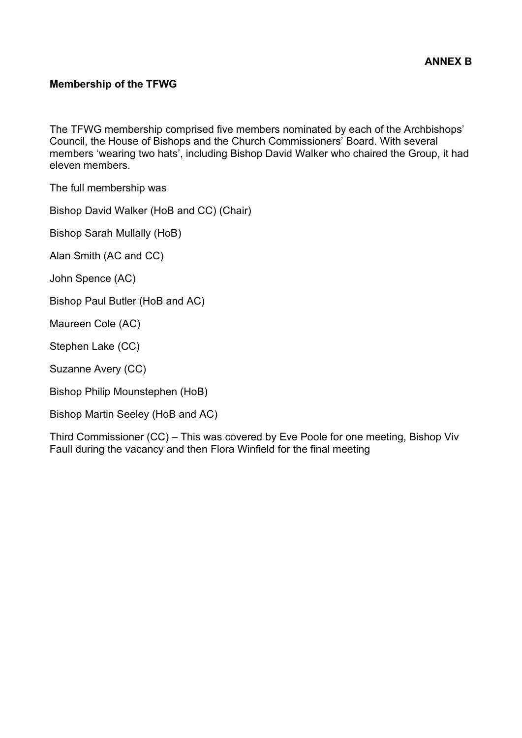**ANNEX B**

**Membership of the TFWG**

The TFWG membership comprised five members nominated by each of the Archbishops' Council, the House of Bishops and the Church Commissioners' Board. With several members 'wearing two hats', including Bishop David Walker who chaired the Group, it had eleven members.

The full membership was

Bishop David Walker (HoB and CC) (Chair)

Bishop Sarah Mullally (HoB)

Alan Smith (AC and CC)

John Spence (AC)

Bishop Paul Butler (HoB and AC)

Maureen Cole (AC)

Stephen Lake (CC)

Suzanne Avery (CC)

Bishop Philip Mounstephen (HoB)

Bishop Martin Seeley (HoB and AC)

Third Commissioner (CC) – This was covered by Eve Poole for one meeting, Bishop Viv Faull during the vacancy and then Flora Winfield for the final meeting